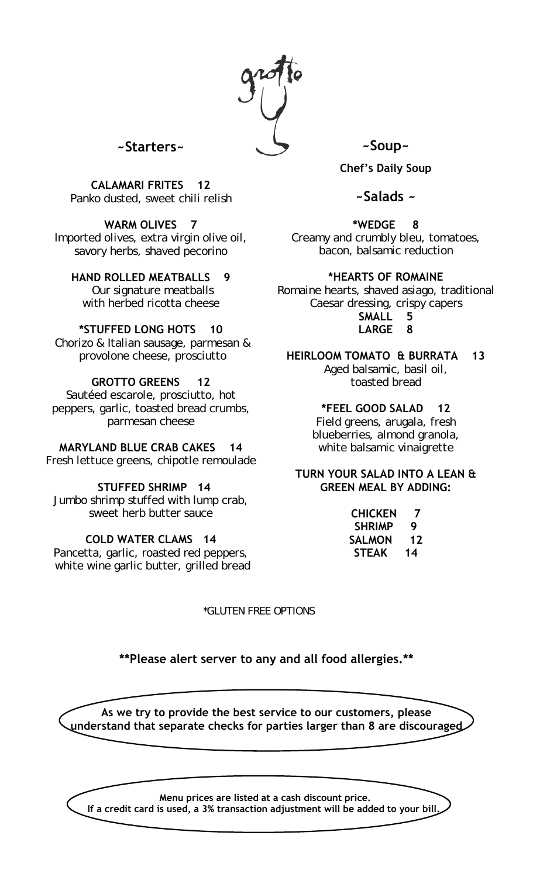# grotto

## ~Starters~

**CALAMARI FRITES 12**
Panko dusted, sweet chili relish

**WARM OLIVES 7**
Imported olives, extra virgin olive oil, savory herbs, shaved pecorino

**HAND ROLLED MEATBALLS 9**
Our signature meatballs with herbed ricotta cheese

***STUFFED LONG HOTS 10**
Chorizo & Italian sausage, parmesan & provolone cheese, prosciutto

**GROTTO GREENS 12**
Sautéed escarole, prosciutto, hot peppers, garlic, toasted bread crumbs, parmesan cheese

**MARYLAND BLUE CRAB CAKES 14**
Fresh lettuce greens, chipotle remoulade

**STUFFED SHRIMP 14**
Jumbo shrimp stuffed with lump crab, sweet herb butter sauce

**COLD WATER CLAMS 14**
Pancetta, garlic, roasted red peppers, white wine garlic butter, grilled bread

## ~Soup~

**Chef's Daily Soup**

## ~Salads ~

***WEDGE 8**
Creamy and crumbly bleu, tomatoes, bacon, balsamic reduction

***HEARTS OF ROMAINE**
Romaine hearts, shaved asiago, traditional Caesar dressing, crispy capers
**SMALL 5**
**LARGE 8**

**HEIRLOOM TOMATO & BURRATA 13**
Aged balsamic, basil oil, toasted bread

***FEEL GOOD SALAD 12**
Field greens, arugala, fresh blueberries, almond granola, white balsamic vinaigrette

**TURN YOUR SALAD INTO A LEAN & GREEN MEAL BY ADDING:**

**CHICKEN 7**
**SHRIMP 9**
**SALMON 12**
**STEAK 14**

*GLUTEN FREE OPTIONS

****Please alert server to any and all food allergies.****

**As we try to provide the best service to our customers, please understand that separate checks for parties larger than 8 are discouraged**

**Menu prices are listed at a cash discount price.**
**If a credit card is used, a 3% transaction adjustment will be added to your bill.**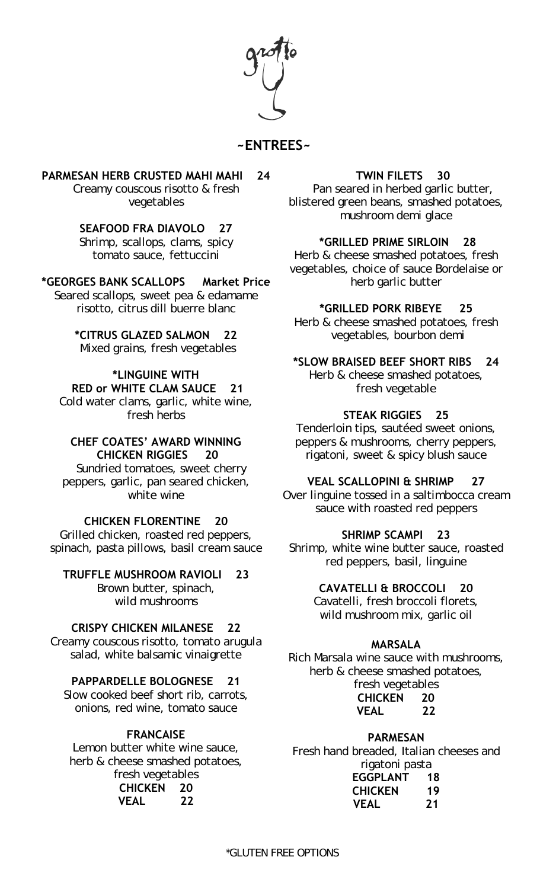grotto

# ~ENTREES~

**PARMESAN HERB CRUSTED MAHI MAHI 24**
Creamy couscous risotto & fresh vegetables

**SEAFOOD FRA DIAVOLO 27**
Shrimp, scallops, clams, spicy tomato sauce, fettuccini

**\*GEORGES BANK SCALLOPS Market Price**
Seared scallops, sweet pea & edamame risotto, citrus dill buerre blanc

**\*CITRUS GLAZED SALMON 22**
Mixed grains, fresh vegetables

**\*LINGUINE WITH RED or WHITE CLAM SAUCE 21**
Cold water clams, garlic, white wine, fresh herbs

**CHEF COATES' AWARD WINNING CHICKEN RIGGIES 20**
Sundried tomatoes, sweet cherry peppers, garlic, pan seared chicken, white wine

**CHICKEN FLORENTINE 20**
Grilled chicken, roasted red peppers, spinach, pasta pillows, basil cream sauce

**TRUFFLE MUSHROOM RAVIOLI 23**
Brown butter, spinach, wild mushrooms

**CRISPY CHICKEN MILANESE 22**
Creamy couscous risotto, tomato arugula salad, white balsamic vinaigrette

**PAPPARDELLE BOLOGNESE 21**
Slow cooked beef short rib, carrots, onions, red wine, tomato sauce

**FRANCAISE**
Lemon butter white wine sauce, herb & cheese smashed potatoes, fresh vegetables
**CHICKEN 20**
**VEAL 22**

**TWIN FILETS 30**
Pan seared in herbed garlic butter, blistered green beans, smashed potatoes, mushroom demi glace

**\*GRILLED PRIME SIRLOIN 28**
Herb & cheese smashed potatoes, fresh vegetables, choice of sauce Bordelaise or herb garlic butter

**\*GRILLED PORK RIBEYE 25**
Herb & cheese smashed potatoes, fresh vegetables, bourbon demi

**\*SLOW BRAISED BEEF SHORT RIBS 24**
Herb & cheese smashed potatoes, fresh vegetable

**STEAK RIGGIES 25**
Tenderloin tips, sautéed sweet onions, peppers & mushrooms, cherry peppers, rigatoni, sweet & spicy blush sauce

**VEAL SCALLOPINI & SHRIMP 27**
Over linguine tossed in a saltimbocca cream sauce with roasted red peppers

**SHRIMP SCAMPI 23**
Shrimp, white wine butter sauce, roasted red peppers, basil, linguine

**CAVATELLI & BROCCOLI 20**
Cavatelli, fresh broccoli florets, wild mushroom mix, garlic oil

**MARSALA**
Rich Marsala wine sauce with mushrooms, herb & cheese smashed potatoes, fresh vegetables
**CHICKEN 20**
**VEAL 22**

**PARMESAN**
Fresh hand breaded, Italian cheeses and rigatoni pasta
**EGGPLANT 18**
**CHICKEN 19**
**VEAL 21**

*GLUTEN FREE OPTIONS